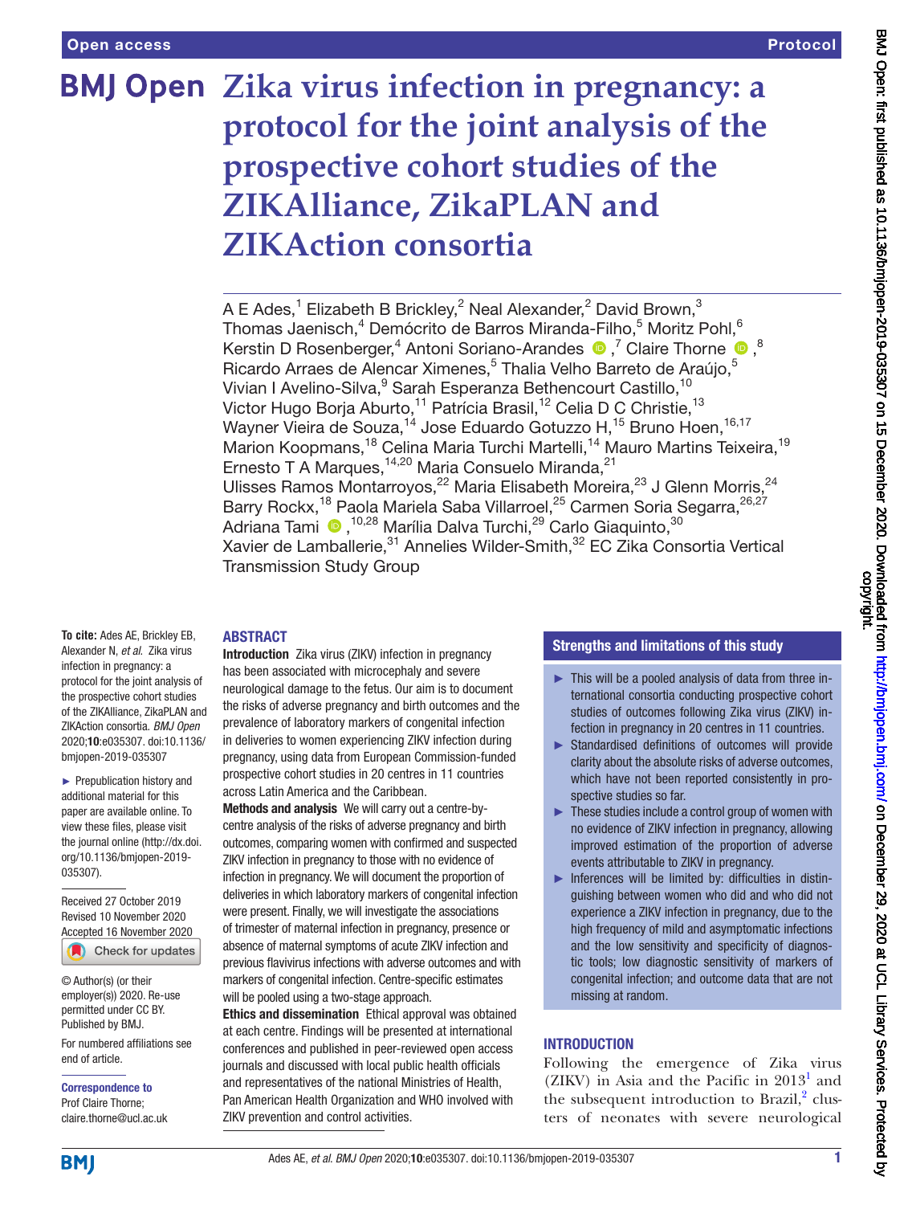# Zika virus infection in pregnancy: a protocol for the joint analysis of the prospective cohort studies of the ZIKAlliance, ZikaPLAN and ZIKAction consortia

A E Ades,[1] Elizabeth B Brickley,[2] Neal Alexander,[2] David Brown,[3] Thomas Jaenisch,[4] Demócrito de Barros Miranda-Filho,[5] Moritz Pohl,[6] Kerstin D Rosenberger,[4] Antoni Soriano-Arandes,[7] Claire Thorne,[8] Ricardo Arraes de Alencar Ximenes,[5] Thalia Velho Barreto de Araújo,[5] Vivian I Avelino-Silva,[9] Sarah Esperanza Bethencourt Castillo,[10] Victor Hugo Borja Aburto,[11] Patrícia Brasil,[12] Celia D C Christie,[13] Wayner Vieira de Souza,[14] Jose Eduardo Gotuzzo H,[15] Bruno Hoen,[16,17] Marion Koopmans,[18] Celina Maria Turchi Martelli,[14] Mauro Martins Teixeira,[19] Ernesto T A Marques,[14,20] Maria Consuelo Miranda,[21] Ulisses Ramos Montarroyos,[22] Maria Elisabeth Moreira,[23] J Glenn Morris,[24] Barry Rockx,[18] Paola Mariela Saba Villarroel,[25] Carmen Soria Segarra,[26,27] Adriana Tami,[10,28] Marília Dalva Turchi,[29] Carlo Giaquinto,[30] Xavier de Lamballerie,[31] Annelies Wilder-Smith,[32] EC Zika Consortia Vertical Transmission Study Group

**To cite:** Ades AE, Brickley EB, Alexander N, *et al*. Zika virus infection in pregnancy: a protocol for the joint analysis of the prospective cohort studies of the ZIKAlliance, ZikaPLAN and ZIKAction consortia. *BMJ Open* 2020;**10**:e035307. doi:10.1136/bmjopen-2019-035307

► Prepublication history and additional material for this paper are available online. To view these files, please visit the journal online (http://dx.doi.org/10.1136/bmjopen-2019-035307).

Received 27 October 2019
Revised 10 November 2020
Accepted 16 November 2020

© Author(s) (or their employer(s)) 2020. Re-use permitted under CC BY. Published by BMJ.

For numbered affiliations see end of article.

**Correspondence to**
Prof Claire Thorne;
claire.thorne@ucl.ac.uk

## ABSTRACT

**Introduction** Zika virus (ZIKV) infection in pregnancy has been associated with microcephaly and severe neurological damage to the fetus. Our aim is to document the risks of adverse pregnancy and birth outcomes and the prevalence of laboratory markers of congenital infection in deliveries to women experiencing ZIKV infection during pregnancy, using data from European Commission-funded prospective cohort studies in 20 centres in 11 countries across Latin America and the Caribbean.

**Methods and analysis** We will carry out a centre-by-centre analysis of the risks of adverse pregnancy and birth outcomes, comparing women with confirmed and suspected ZIKV infection in pregnancy to those with no evidence of infection in pregnancy. We will document the proportion of deliveries in which laboratory markers of congenital infection were present. Finally, we will investigate the associations of trimester of maternal infection in pregnancy, presence or absence of maternal symptoms of acute ZIKV infection and previous flavivirus infections with adverse outcomes and with markers of congenital infection. Centre-specific estimates will be pooled using a two-stage approach.

**Ethics and dissemination** Ethical approval was obtained at each centre. Findings will be presented at international conferences and published in peer-reviewed open access journals and discussed with local public health officials and representatives of the national Ministries of Health, Pan American Health Organization and WHO involved with ZIKV prevention and control activities.

## Strengths and limitations of this study

- This will be a pooled analysis of data from three international consortia conducting prospective cohort studies of outcomes following Zika virus (ZIKV) infection in pregnancy in 20 centres in 11 countries.
- Standardised definitions of outcomes will provide clarity about the absolute risks of adverse outcomes, which have not been reported consistently in prospective studies so far.
- These studies include a control group of women with no evidence of ZIKV infection in pregnancy, allowing improved estimation of the proportion of adverse events attributable to ZIKV in pregnancy.
- Inferences will be limited by: difficulties in distinguishing between women who did and who did not experience a ZIKV infection in pregnancy, due to the high frequency of mild and asymptomatic infections and the low sensitivity and specificity of diagnostic tools; low diagnostic sensitivity of markers of congenital infection; and outcome data that are not missing at random.

## INTRODUCTION

Following the emergence of Zika virus (ZIKV) in Asia and the Pacific in 2013[1] and the subsequent introduction to Brazil,[2] clusters of neonates with severe neurological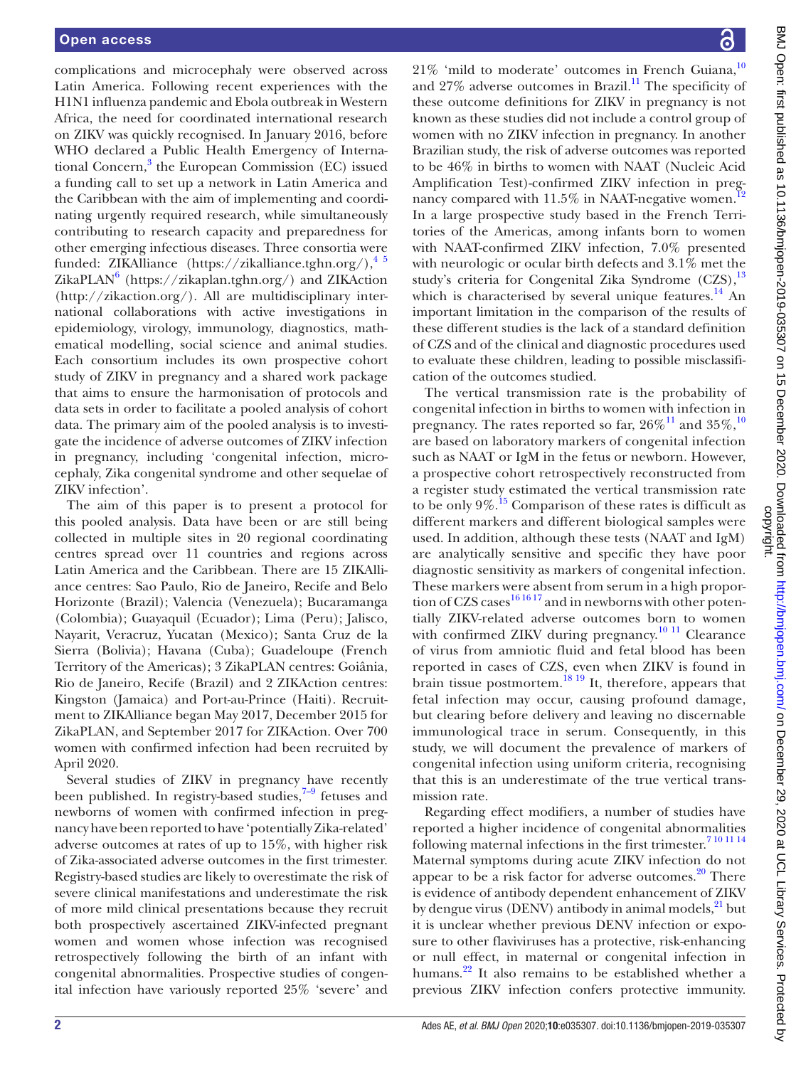complications and microcephaly were observed across Latin America. Following recent experiences with the H1N1 influenza pandemic and Ebola outbreak in Western Africa, the need for coordinated international research on ZIKV was quickly recognised. In January 2016, before WHO declared a Public Health Emergency of International Concern,[3] the European Commission (EC) issued a funding call to set up a network in Latin America and the Caribbean with the aim of implementing and coordinating urgently required research, while simultaneously contributing to research capacity and preparedness for other emerging infectious diseases. Three consortia were funded: ZIKAlliance (https://zikalliance.tghn.org/),[4 5] ZikaPLAN[6] (https://zikaplan.tghn.org/) and ZIKAction (http://zikaction.org/). All are multidisciplinary international collaborations with active investigations in epidemiology, virology, immunology, diagnostics, mathematical modelling, social science and animal studies. Each consortium includes its own prospective cohort study of ZIKV in pregnancy and a shared work package that aims to ensure the harmonisation of protocols and data sets in order to facilitate a pooled analysis of cohort data. The primary aim of the pooled analysis is to investigate the incidence of adverse outcomes of ZIKV infection in pregnancy, including 'congenital infection, microcephaly, Zika congenital syndrome and other sequelae of ZIKV infection'.

The aim of this paper is to present a protocol for this pooled analysis. Data have been or are still being collected in multiple sites in 20 regional coordinating centres spread over 11 countries and regions across Latin America and the Caribbean. There are 15 ZIKAlliance centres: Sao Paulo, Rio de Janeiro, Recife and Belo Horizonte (Brazil); Valencia (Venezuela); Bucaramanga (Colombia); Guayaquil (Ecuador); Lima (Peru); Jalisco, Nayarit, Veracruz, Yucatan (Mexico); Santa Cruz de la Sierra (Bolivia); Havana (Cuba); Guadeloupe (French Territory of the Americas); 3 ZikaPLAN centres: Goiânia, Rio de Janeiro, Recife (Brazil) and 2 ZIKAction centres: Kingston (Jamaica) and Port-au-Prince (Haiti). Recruitment to ZIKAlliance began May 2017, December 2015 for ZikaPLAN, and September 2017 for ZIKAction. Over 700 women with confirmed infection had been recruited by April 2020.

Several studies of ZIKV in pregnancy have recently been published. In registry-based studies,[7–9] fetuses and newborns of women with confirmed infection in pregnancy have been reported to have 'potentially Zika-related' adverse outcomes at rates of up to 15%, with higher risk of Zika-associated adverse outcomes in the first trimester. Registry-based studies are likely to overestimate the risk of severe clinical manifestations and underestimate the risk of more mild clinical presentations because they recruit both prospectively ascertained ZIKV-infected pregnant women and women whose infection was recognised retrospectively following the birth of an infant with congenital abnormalities. Prospective studies of congenital infection have variously reported 25% 'severe' and 21% 'mild to moderate' outcomes in French Guiana,[10] and 27% adverse outcomes in Brazil.[11] The specificity of these outcome definitions for ZIKV in pregnancy is not known as these studies did not include a control group of women with no ZIKV infection in pregnancy. In another Brazilian study, the risk of adverse outcomes was reported to be 46% in births to women with NAAT (Nucleic Acid Amplification Test)-confirmed ZIKV infection in pregnancy compared with 11.5% in NAAT-negative women.[12] In a large prospective study based in the French Territories of the Americas, among infants born to women with NAAT-confirmed ZIKV infection, 7.0% presented with neurologic or ocular birth defects and 3.1% met the study's criteria for Congenital Zika Syndrome (CZS),[13] which is characterised by several unique features.[14] An important limitation in the comparison of the results of these different studies is the lack of a standard definition of CZS and of the clinical and diagnostic procedures used to evaluate these children, leading to possible misclassification of the outcomes studied.

The vertical transmission rate is the probability of congenital infection in births to women with infection in pregnancy. The rates reported so far, 26%[11] and 35%,[10] are based on laboratory markers of congenital infection such as NAAT or IgM in the fetus or newborn. However, a prospective cohort retrospectively reconstructed from a register study estimated the vertical transmission rate to be only 9%.[15] Comparison of these rates is difficult as different markers and different biological samples were used. In addition, although these tests (NAAT and IgM) are analytically sensitive and specific they have poor diagnostic sensitivity as markers of congenital infection. These markers were absent from serum in a high proportion of CZS cases[16 16 17] and in newborns with other potentially ZIKV-related adverse outcomes born to women with confirmed ZIKV during pregnancy.[10 11] Clearance of virus from amniotic fluid and fetal blood has been reported in cases of CZS, even when ZIKV is found in brain tissue postmortem.[18 19] It, therefore, appears that fetal infection may occur, causing profound damage, but clearing before delivery and leaving no discernable immunological trace in serum. Consequently, in this study, we will document the prevalence of markers of congenital infection using uniform criteria, recognising that this is an underestimate of the true vertical transmission rate.

Regarding effect modifiers, a number of studies have reported a higher incidence of congenital abnormalities following maternal infections in the first trimester.[7 10 11 14] Maternal symptoms during acute ZIKV infection do not appear to be a risk factor for adverse outcomes.[20] There is evidence of antibody dependent enhancement of ZIKV by dengue virus (DENV) antibody in animal models,[21] but it is unclear whether previous DENV infection or exposure to other flaviviruses has a protective, risk-enhancing or null effect, in maternal or congenital infection in humans.[22] It also remains to be established whether a previous ZIKV infection confers protective immunity.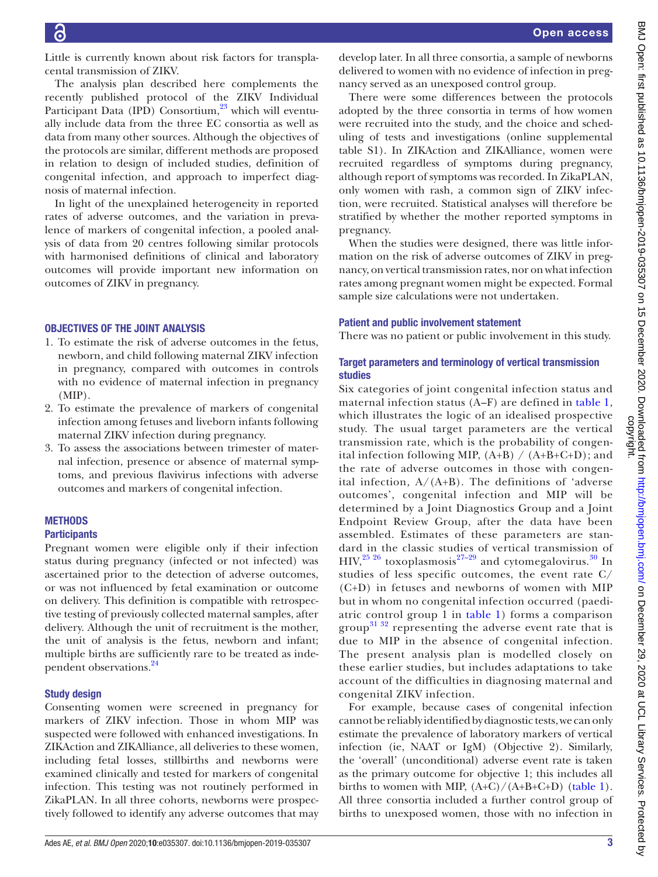Little is currently known about risk factors for transplacental transmission of ZIKV.

The analysis plan described here complements the recently published protocol of the ZIKV Individual Participant Data (IPD) Consortium,[23] which will eventually include data from the three EC consortia as well as data from many other sources. Although the objectives of the protocols are similar, different methods are proposed in relation to design of included studies, definition of congenital infection, and approach to imperfect diagnosis of maternal infection.

In light of the unexplained heterogeneity in reported rates of adverse outcomes, and the variation in prevalence of markers of congenital infection, a pooled analysis of data from 20 centres following similar protocols with harmonised definitions of clinical and laboratory outcomes will provide important new information on outcomes of ZIKV in pregnancy.

## OBJECTIVES OF THE JOINT ANALYSIS

1. To estimate the risk of adverse outcomes in the fetus, newborn, and child following maternal ZIKV infection in pregnancy, compared with outcomes in controls with no evidence of maternal infection in pregnancy (MIP).
2. To estimate the prevalence of markers of congenital infection among fetuses and liveborn infants following maternal ZIKV infection during pregnancy.
3. To assess the associations between trimester of maternal infection, presence or absence of maternal symptoms, and previous flavivirus infections with adverse outcomes and markers of congenital infection.

## METHODS

### Participants

Pregnant women were eligible only if their infection status during pregnancy (infected or not infected) was ascertained prior to the detection of adverse outcomes, or was not influenced by fetal examination or outcome on delivery. This definition is compatible with retrospective testing of previously collected maternal samples, after delivery. Although the unit of recruitment is the mother, the unit of analysis is the fetus, newborn and infant; multiple births are sufficiently rare to be treated as independent observations.[24]

### Study design

Consenting women were screened in pregnancy for markers of ZIKV infection. Those in whom MIP was suspected were followed with enhanced investigations. In ZIKAction and ZIKAlliance, all deliveries to these women, including fetal losses, stillbirths and newborns were examined clinically and tested for markers of congenital infection. This testing was not routinely performed in ZikaPLAN. In all three cohorts, newborns were prospectively followed to identify any adverse outcomes that may develop later. In all three consortia, a sample of newborns delivered to women with no evidence of infection in pregnancy served as an unexposed control group.

There were some differences between the protocols adopted by the three consortia in terms of how women were recruited into the study, and the choice and scheduling of tests and investigations (online supplemental table S1). In ZIKAction and ZIKAlliance, women were recruited regardless of symptoms during pregnancy, although report of symptoms was recorded. In ZikaPLAN, only women with rash, a common sign of ZIKV infection, were recruited. Statistical analyses will therefore be stratified by whether the mother reported symptoms in pregnancy.

When the studies were designed, there was little information on the risk of adverse outcomes of ZIKV in pregnancy, on vertical transmission rates, nor on what infection rates among pregnant women might be expected. Formal sample size calculations were not undertaken.

### Patient and public involvement statement

There was no patient or public involvement in this study.

### Target parameters and terminology of vertical transmission studies

Six categories of joint congenital infection status and maternal infection status (A–F) are defined in table 1, which illustrates the logic of an idealised prospective study. The usual target parameters are the vertical transmission rate, which is the probability of congenital infection following MIP, (A+B) / (A+B+C+D); and the rate of adverse outcomes in those with congenital infection, A/(A+B). The definitions of 'adverse outcomes', congenital infection and MIP will be determined by a Joint Diagnostics Group and a Joint Endpoint Review Group, after the data have been assembled. Estimates of these parameters are standard in the classic studies of vertical transmission of HIV,[25 26] toxoplasmosis[27–29] and cytomegalovirus.[30] In studies of less specific outcomes, the event rate C/(C+D) in fetuses and newborns of women with MIP but in whom no congenital infection occurred (paediatric control group 1 in table 1) forms a comparison group[31 32] representing the adverse event rate that is due to MIP in the absence of congenital infection. The present analysis plan is modelled closely on these earlier studies, but includes adaptations to take account of the difficulties in diagnosing maternal and congenital ZIKV infection.

For example, because cases of congenital infection cannot be reliably identified by diagnostic tests, we can only estimate the prevalence of laboratory markers of vertical infection (ie, NAAT or IgM) (Objective 2). Similarly, the 'overall' (unconditional) adverse event rate is taken as the primary outcome for objective 1; this includes all births to women with MIP, (A+C)/(A+B+C+D) (table 1). All three consortia included a further control group of births to unexposed women, those with no infection in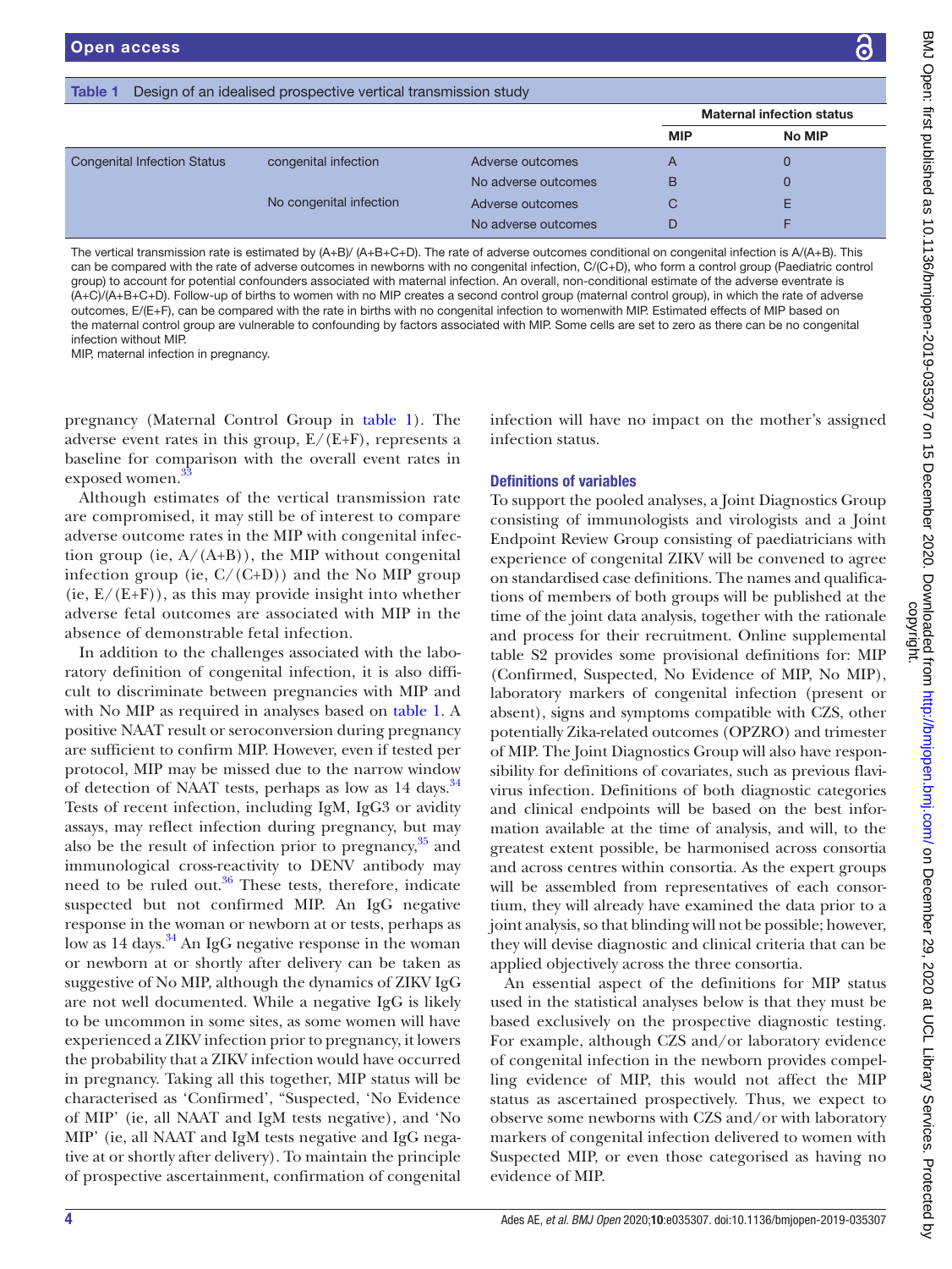**Table 1** Design of an idealised prospective vertical transmission study

| | | | Maternal infection status | |
|---|---|---|---|---|
| | | | MIP | No MIP |
| Congenital Infection Status | congenital infection | Adverse outcomes | A | 0 |
| | | No adverse outcomes | B | 0 |
| | No congenital infection | Adverse outcomes | C | E |
| | | No adverse outcomes | D | F |

The vertical transmission rate is estimated by (A+B)/ (A+B+C+D). The rate of adverse outcomes conditional on congenital infection is A/(A+B). This can be compared with the rate of adverse outcomes in newborns with no congenital infection, C/(C+D), who form a control group (Paediatric control group) to account for potential confounders associated with maternal infection. An overall, non-conditional estimate of the adverse eventrate is (A+C)/(A+B+C+D). Follow-up of births to women with no MIP creates a second control group (maternal control group), in which the rate of adverse outcomes, E/(E+F), can be compared with the rate in births with no congenital infection to womenwith MIP. Estimated effects of MIP based on the maternal control group are vulnerable to confounding by factors associated with MIP. Some cells are set to zero as there can be no congenital infection without MIP.

MIP, maternal infection in pregnancy.

pregnancy (Maternal Control Group in table 1). The adverse event rates in this group, E/(E+F), represents a baseline for comparison with the overall event rates in exposed women.[33]

Although estimates of the vertical transmission rate are compromised, it may still be of interest to compare adverse outcome rates in the MIP with congenital infection group (ie, A/(A+B)), the MIP without congenital infection group (ie, C/(C+D)) and the No MIP group (ie, E/(E+F)), as this may provide insight into whether adverse fetal outcomes are associated with MIP in the absence of demonstrable fetal infection.

In addition to the challenges associated with the laboratory definition of congenital infection, it is also difficult to discriminate between pregnancies with MIP and with No MIP as required in analyses based on table 1. A positive NAAT result or seroconversion during pregnancy are sufficient to confirm MIP. However, even if tested per protocol, MIP may be missed due to the narrow window of detection of NAAT tests, perhaps as low as 14 days.[34] Tests of recent infection, including IgM, IgG3 or avidity assays, may reflect infection during pregnancy, but may also be the result of infection prior to pregnancy,[35] and immunological cross-reactivity to DENV antibody may need to be ruled out.[36] These tests, therefore, indicate suspected but not confirmed MIP. An IgG negative response in the woman or newborn at or tests, perhaps as low as 14 days.[34] An IgG negative response in the woman or newborn at or shortly after delivery can be taken as suggestive of No MIP, although the dynamics of ZIKV IgG are not well documented. While a negative IgG is likely to be uncommon in some sites, as some women will have experienced a ZIKV infection prior to pregnancy, it lowers the probability that a ZIKV infection would have occurred in pregnancy. Taking all this together, MIP status will be characterised as 'Confirmed', "Suspected, 'No Evidence of MIP' (ie, all NAAT and IgM tests negative), and 'No MIP' (ie, all NAAT and IgM tests negative and IgG negative at or shortly after delivery). To maintain the principle of prospective ascertainment, confirmation of congenital infection will have no impact on the mother's assigned infection status.

## Definitions of variables

To support the pooled analyses, a Joint Diagnostics Group consisting of immunologists and virologists and a Joint Endpoint Review Group consisting of paediatricians with experience of congenital ZIKV will be convened to agree on standardised case definitions. The names and qualifications of members of both groups will be published at the time of the joint data analysis, together with the rationale and process for their recruitment. Online supplemental table S2 provides some provisional definitions for: MIP (Confirmed, Suspected, No Evidence of MIP, No MIP), laboratory markers of congenital infection (present or absent), signs and symptoms compatible with CZS, other potentially Zika-related outcomes (OPZRO) and trimester of MIP. The Joint Diagnostics Group will also have responsibility for definitions of covariates, such as previous flavivirus infection. Definitions of both diagnostic categories and clinical endpoints will be based on the best information available at the time of analysis, and will, to the greatest extent possible, be harmonised across consortia and across centres within consortia. As the expert groups will be assembled from representatives of each consortium, they will already have examined the data prior to a joint analysis, so that blinding will not be possible; however, they will devise diagnostic and clinical criteria that can be applied objectively across the three consortia.

An essential aspect of the definitions for MIP status used in the statistical analyses below is that they must be based exclusively on the prospective diagnostic testing. For example, although CZS and/or laboratory evidence of congenital infection in the newborn provides compelling evidence of MIP, this would not affect the MIP status as ascertained prospectively. Thus, we expect to observe some newborns with CZS and/or with laboratory markers of congenital infection delivered to women with Suspected MIP, or even those categorised as having no evidence of MIP.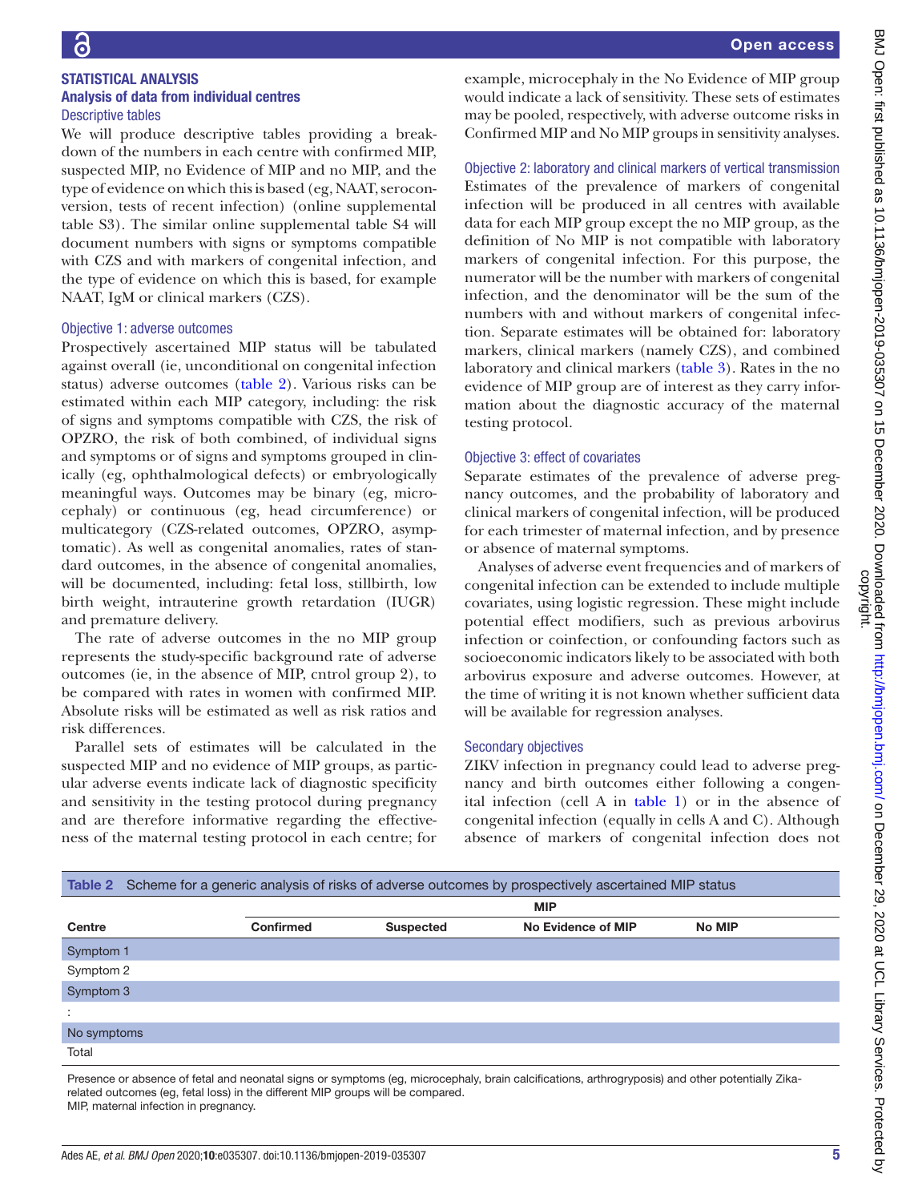## STATISTICAL ANALYSIS

### Analysis of data from individual centres

#### Descriptive tables

We will produce descriptive tables providing a breakdown of the numbers in each centre with confirmed MIP, suspected MIP, no Evidence of MIP and no MIP, and the type of evidence on which this is based (eg, NAAT, seroconversion, tests of recent infection) (online supplemental table S3). The similar online supplemental table S4 will document numbers with signs or symptoms compatible with CZS and with markers of congenital infection, and the type of evidence on which this is based, for example NAAT, IgM or clinical markers (CZS).

#### Objective 1: adverse outcomes

Prospectively ascertained MIP status will be tabulated against overall (ie, unconditional on congenital infection status) adverse outcomes (table 2). Various risks can be estimated within each MIP category, including: the risk of signs and symptoms compatible with CZS, the risk of OPZRO, the risk of both combined, of individual signs and symptoms or of signs and symptoms grouped in clinically (eg, ophthalmological defects) or embryologically meaningful ways. Outcomes may be binary (eg, microcephaly) or continuous (eg, head circumference) or multicategory (CZS-related outcomes, OPZRO, asymptomatic). As well as congenital anomalies, rates of standard outcomes, in the absence of congenital anomalies, will be documented, including: fetal loss, stillbirth, low birth weight, intrauterine growth retardation (IUGR) and premature delivery.

The rate of adverse outcomes in the no MIP group represents the study-specific background rate of adverse outcomes (ie, in the absence of MIP, cntrol group 2), to be compared with rates in women with confirmed MIP. Absolute risks will be estimated as well as risk ratios and risk differences.

Parallel sets of estimates will be calculated in the suspected MIP and no evidence of MIP groups, as particular adverse events indicate lack of diagnostic specificity and sensitivity in the testing protocol during pregnancy and are therefore informative regarding the effectiveness of the maternal testing protocol in each centre; for example, microcephaly in the No Evidence of MIP group would indicate a lack of sensitivity. These sets of estimates may be pooled, respectively, with adverse outcome risks in Confirmed MIP and No MIP groups in sensitivity analyses.

#### Objective 2: laboratory and clinical markers of vertical transmission

Estimates of the prevalence of markers of congenital infection will be produced in all centres with available data for each MIP group except the no MIP group, as the definition of No MIP is not compatible with laboratory markers of congenital infection. For this purpose, the numerator will be the number with markers of congenital infection, and the denominator will be the sum of the numbers with and without markers of congenital infection. Separate estimates will be obtained for: laboratory markers, clinical markers (namely CZS), and combined laboratory and clinical markers (table 3). Rates in the no evidence of MIP group are of interest as they carry information about the diagnostic accuracy of the maternal testing protocol.

#### Objective 3: effect of covariates

Separate estimates of the prevalence of adverse pregnancy outcomes, and the probability of laboratory and clinical markers of congenital infection, will be produced for each trimester of maternal infection, and by presence or absence of maternal symptoms.

Analyses of adverse event frequencies and of markers of congenital infection can be extended to include multiple covariates, using logistic regression. These might include potential effect modifiers, such as previous arbovirus infection or coinfection, or confounding factors such as socioeconomic indicators likely to be associated with both arbovirus exposure and adverse outcomes. However, at the time of writing it is not known whether sufficient data will be available for regression analyses.

#### Secondary objectives

ZIKV infection in pregnancy could lead to adverse pregnancy and birth outcomes either following a congenital infection (cell A in table 1) or in the absence of congenital infection (equally in cells A and C). Although absence of markers of congenital infection does not

**Table 2** Scheme for a generic analysis of risks of adverse outcomes by prospectively ascertained MIP status

| | MIP | | | |
|---|---|---|---|---|
| **Centre** | **Confirmed** | **Suspected** | **No Evidence of MIP** | **No MIP** |
| Symptom 1 | | | | |
| Symptom 2 | | | | |
| Symptom 3 | | | | |
| : | | | | |
| No symptoms | | | | |
| Total | | | | |

Presence or absence of fetal and neonatal signs or symptoms (eg, microcephaly, brain calcifications, arthrogryposis) and other potentially Zika-related outcomes (eg, fetal loss) in the different MIP groups will be compared.
MIP, maternal infection in pregnancy.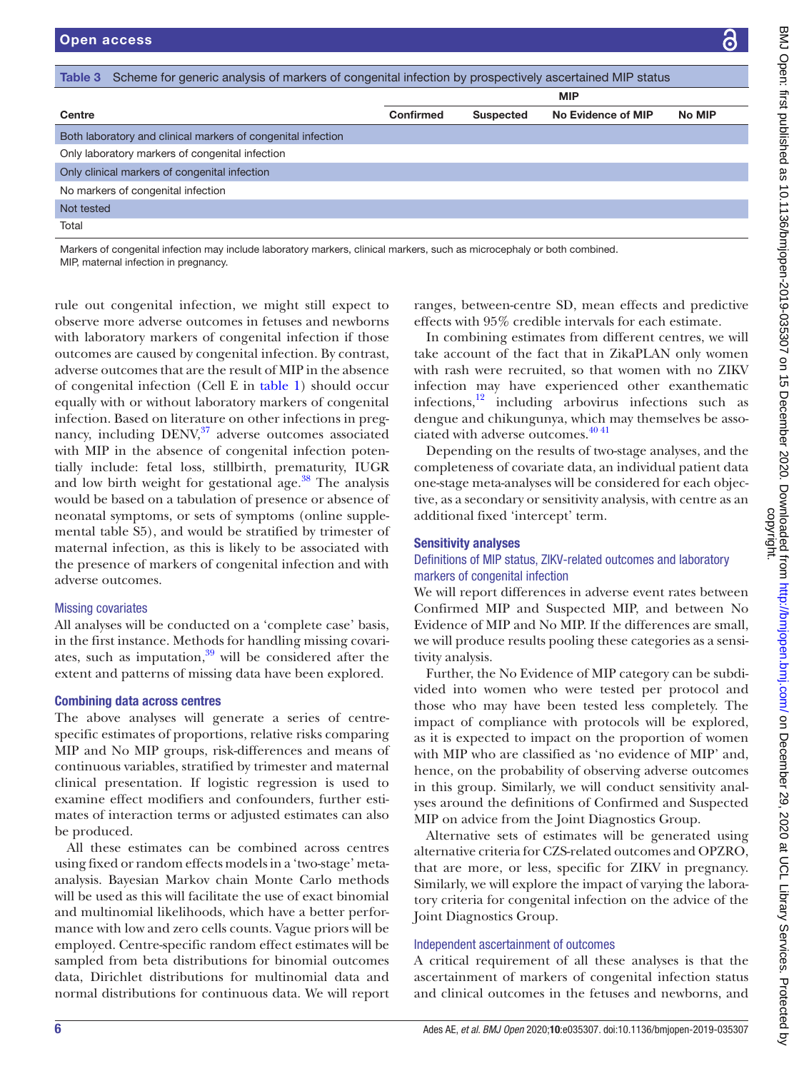Table 3 Scheme for generic analysis of markers of congenital infection by prospectively ascertained MIP status

| | MIP | | | |
|---|---|---|---|---|
| Centre | Confirmed | Suspected | No Evidence of MIP | No MIP |
| Both laboratory and clinical markers of congenital infection | | | | |
| Only laboratory markers of congenital infection | | | | |
| Only clinical markers of congenital infection | | | | |
| No markers of congenital infection | | | | |
| Not tested | | | | |
| Total | | | | |

Markers of congenital infection may include laboratory markers, clinical markers, such as microcephaly or both combined.
MIP, maternal infection in pregnancy.

rule out congenital infection, we might still expect to observe more adverse outcomes in fetuses and newborns with laboratory markers of congenital infection if those outcomes are caused by congenital infection. By contrast, adverse outcomes that are the result of MIP in the absence of congenital infection (Cell E in table 1) should occur equally with or without laboratory markers of congenital infection. Based on literature on other infections in pregnancy, including DENV,[37] adverse outcomes associated with MIP in the absence of congenital infection potentially include: fetal loss, stillbirth, prematurity, IUGR and low birth weight for gestational age.[38] The analysis would be based on a tabulation of presence or absence of neonatal symptoms, or sets of symptoms (online supplemental table S5), and would be stratified by trimester of maternal infection, as this is likely to be associated with the presence of markers of congenital infection and with adverse outcomes.

### Missing covariates

All analyses will be conducted on a 'complete case' basis, in the first instance. Methods for handling missing covariates, such as imputation,[39] will be considered after the extent and patterns of missing data have been explored.

## Combining data across centres

The above analyses will generate a series of centre-specific estimates of proportions, relative risks comparing MIP and No MIP groups, risk-differences and means of continuous variables, stratified by trimester and maternal clinical presentation. If logistic regression is used to examine effect modifiers and confounders, further estimates of interaction terms or adjusted estimates can also be produced.

All these estimates can be combined across centres using fixed or random effects models in a 'two-stage' meta-analysis. Bayesian Markov chain Monte Carlo methods will be used as this will facilitate the use of exact binomial and multinomial likelihoods, which have a better performance with low and zero cells counts. Vague priors will be employed. Centre-specific random effect estimates will be sampled from beta distributions for binomial outcomes data, Dirichlet distributions for multinomial data and normal distributions for continuous data. We will report ranges, between-centre SD, mean effects and predictive effects with 95% credible intervals for each estimate.

In combining estimates from different centres, we will take account of the fact that in ZikaPLAN only women with rash were recruited, so that women with no ZIKV infection may have experienced other exanthematic infections,[12] including arbovirus infections such as dengue and chikungunya, which may themselves be associated with adverse outcomes.[40 41]

Depending on the results of two-stage analyses, and the completeness of covariate data, an individual patient data one-stage meta-analyses will be considered for each objective, as a secondary or sensitivity analysis, with centre as an additional fixed 'intercept' term.

## Sensitivity analyses

### Definitions of MIP status, ZIKV-related outcomes and laboratory markers of congenital infection

We will report differences in adverse event rates between Confirmed MIP and Suspected MIP, and between No Evidence of MIP and No MIP. If the differences are small, we will produce results pooling these categories as a sensitivity analysis.

Further, the No Evidence of MIP category can be subdivided into women who were tested per protocol and those who may have been tested less completely. The impact of compliance with protocols will be explored, as it is expected to impact on the proportion of women with MIP who are classified as 'no evidence of MIP' and, hence, on the probability of observing adverse outcomes in this group. Similarly, we will conduct sensitivity analyses around the definitions of Confirmed and Suspected MIP on advice from the Joint Diagnostics Group.

Alternative sets of estimates will be generated using alternative criteria for CZS-related outcomes and OPZRO, that are more, or less, specific for ZIKV in pregnancy. Similarly, we will explore the impact of varying the laboratory criteria for congenital infection on the advice of the Joint Diagnostics Group.

### Independent ascertainment of outcomes

A critical requirement of all these analyses is that the ascertainment of markers of congenital infection status and clinical outcomes in the fetuses and newborns, and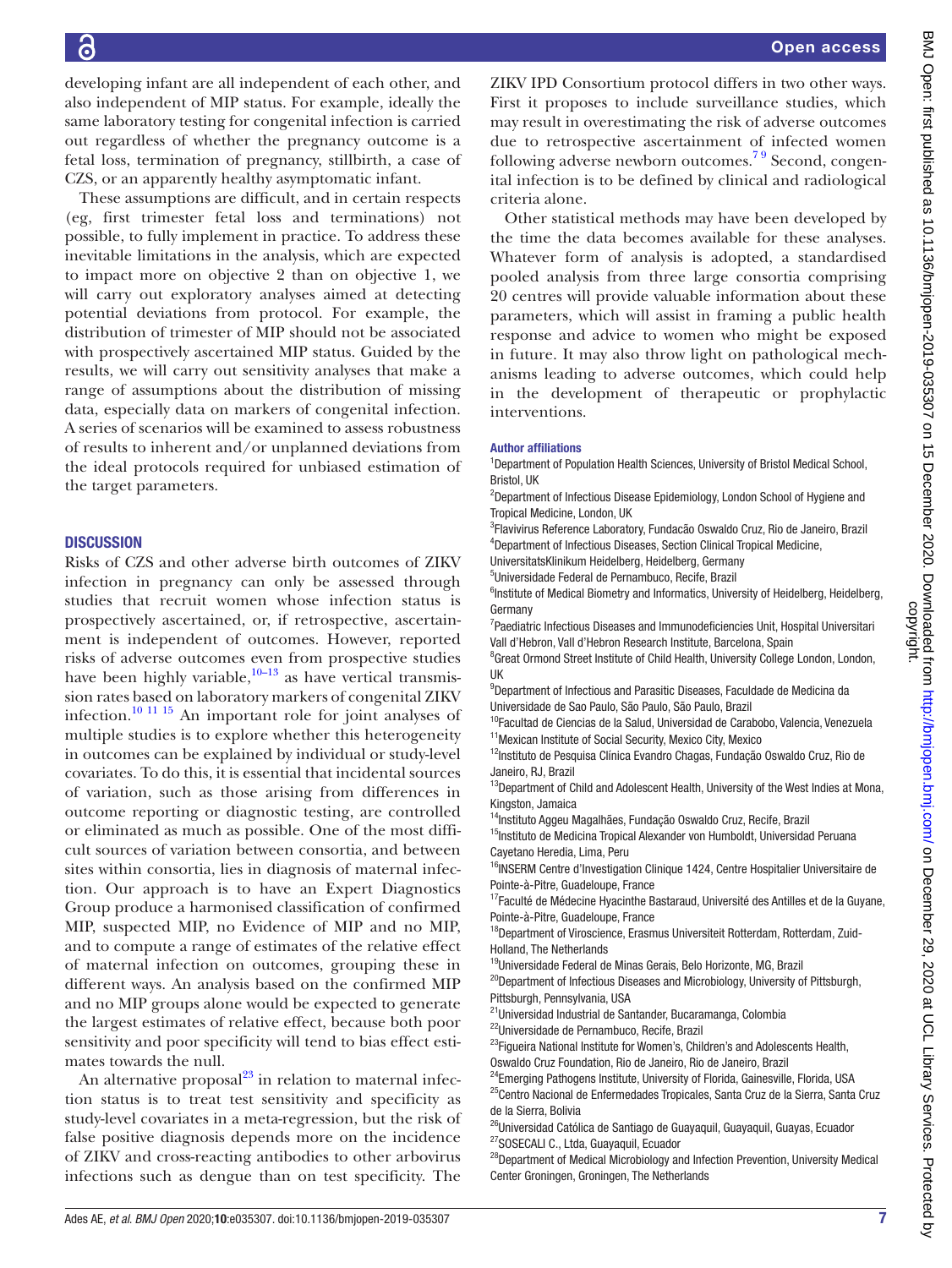developing infant are all independent of each other, and also independent of MIP status. For example, ideally the same laboratory testing for congenital infection is carried out regardless of whether the pregnancy outcome is a fetal loss, termination of pregnancy, stillbirth, a case of CZS, or an apparently healthy asymptomatic infant.

These assumptions are difficult, and in certain respects (eg, first trimester fetal loss and terminations) not possible, to fully implement in practice. To address these inevitable limitations in the analysis, which are expected to impact more on objective 2 than on objective 1, we will carry out exploratory analyses aimed at detecting potential deviations from protocol. For example, the distribution of trimester of MIP should not be associated with prospectively ascertained MIP status. Guided by the results, we will carry out sensitivity analyses that make a range of assumptions about the distribution of missing data, especially data on markers of congenital infection. A series of scenarios will be examined to assess robustness of results to inherent and/or unplanned deviations from the ideal protocols required for unbiased estimation of the target parameters.

## DISCUSSION

Risks of CZS and other adverse birth outcomes of ZIKV infection in pregnancy can only be assessed through studies that recruit women whose infection status is prospectively ascertained, or, if retrospective, ascertainment is independent of outcomes. However, reported risks of adverse outcomes even from prospective studies have been highly variable,[10–13] as have vertical transmission rates based on laboratory markers of congenital ZIKV infection.[10 11 15] An important role for joint analyses of multiple studies is to explore whether this heterogeneity in outcomes can be explained by individual or study-level covariates. To do this, it is essential that incidental sources of variation, such as those arising from differences in outcome reporting or diagnostic testing, are controlled or eliminated as much as possible. One of the most difficult sources of variation between consortia, and between sites within consortia, lies in diagnosis of maternal infection. Our approach is to have an Expert Diagnostics Group produce a harmonised classification of confirmed MIP, suspected MIP, no Evidence of MIP and no MIP, and to compute a range of estimates of the relative effect of maternal infection on outcomes, grouping these in different ways. An analysis based on the confirmed MIP and no MIP groups alone would be expected to generate the largest estimates of relative effect, because both poor sensitivity and poor specificity will tend to bias effect estimates towards the null.

An alternative proposal[23] in relation to maternal infection status is to treat test sensitivity and specificity as study-level covariates in a meta-regression, but the risk of false positive diagnosis depends more on the incidence of ZIKV and cross-reacting antibodies to other arbovirus infections such as dengue than on test specificity. The ZIKV IPD Consortium protocol differs in two other ways. First it proposes to include surveillance studies, which may result in overestimating the risk of adverse outcomes due to retrospective ascertainment of infected women following adverse newborn outcomes.[7 9] Second, congenital infection is to be defined by clinical and radiological criteria alone.

Other statistical methods may have been developed by the time the data becomes available for these analyses. Whatever form of analysis is adopted, a standardised pooled analysis from three large consortia comprising 20 centres will provide valuable information about these parameters, which will assist in framing a public health response and advice to women who might be exposed in future. It may also throw light on pathological mechanisms leading to adverse outcomes, which could help in the development of therapeutic or prophylactic interventions.

### Author affiliations

[1]Department of Population Health Sciences, University of Bristol Medical School, Bristol, UK
[2]Department of Infectious Disease Epidemiology, London School of Hygiene and Tropical Medicine, London, UK
[3]Flavivirus Reference Laboratory, Fundacão Oswaldo Cruz, Rio de Janeiro, Brazil
[4]Department of Infectious Diseases, Section Clinical Tropical Medicine, UniversitatsKlinikum Heidelberg, Heidelberg, Germany
[5]Universidade Federal de Pernambuco, Recife, Brazil
[6]Institute of Medical Biometry and Informatics, University of Heidelberg, Heidelberg, Germany
[7]Paediatric Infectious Diseases and Immunodeficiencies Unit, Hospital Universitari Vall d'Hebron, Vall d'Hebron Research Institute, Barcelona, Spain
[8]Great Ormond Street Institute of Child Health, University College London, London, UK
[9]Department of Infectious and Parasitic Diseases, Faculdade de Medicina da Universidade de Sao Paulo, São Paulo, São Paulo, Brazil
[10]Facultad de Ciencias de la Salud, Universidad de Carabobo, Valencia, Venezuela
[11]Mexican Institute of Social Security, Mexico City, Mexico
[12]Instituto de Pesquisa Clínica Evandro Chagas, Fundação Oswaldo Cruz, Rio de Janeiro, RJ, Brazil
[13]Department of Child and Adolescent Health, University of the West Indies at Mona, Kingston, Jamaica
[14]Instituto Aggeu Magalhães, Fundação Oswaldo Cruz, Recife, Brazil
[15]Instituto de Medicina Tropical Alexander von Humboldt, Universidad Peruana Cayetano Heredia, Lima, Peru
[16]INSERM Centre d'Investigation Clinique 1424, Centre Hospitalier Universitaire de Pointe-à-Pitre, Guadeloupe, France
[17]Faculté de Médecine Hyacinthe Bastaraud, Université des Antilles et de la Guyane, Pointe-à-Pitre, Guadeloupe, France
[18]Department of Viroscience, Erasmus Universiteit Rotterdam, Rotterdam, Zuid-Holland, The Netherlands
[19]Universidade Federal de Minas Gerais, Belo Horizonte, MG, Brazil
[20]Department of Infectious Diseases and Microbiology, University of Pittsburgh, Pittsburgh, Pennsylvania, USA
[21]Universidad Industrial de Santander, Bucaramanga, Colombia
[22]Universidade de Pernambuco, Recife, Brazil
[23]Figueira National Institute for Women's, Children's and Adolescents Health, Oswaldo Cruz Foundation, Rio de Janeiro, Rio de Janeiro, Brazil
[24]Emerging Pathogens Institute, University of Florida, Gainesville, Florida, USA
[25]Centro Nacional de Enfermedades Tropicales, Santa Cruz de la Sierra, Santa Cruz de la Sierra, Bolivia
[26]Universidad Católica de Santiago de Guayaquil, Guayaquil, Guayas, Ecuador
[27]SOSECALI C., Ltda, Guayaquil, Ecuador
[28]Department of Medical Microbiology and Infection Prevention, University Medical Center Groningen, Groningen, The Netherlands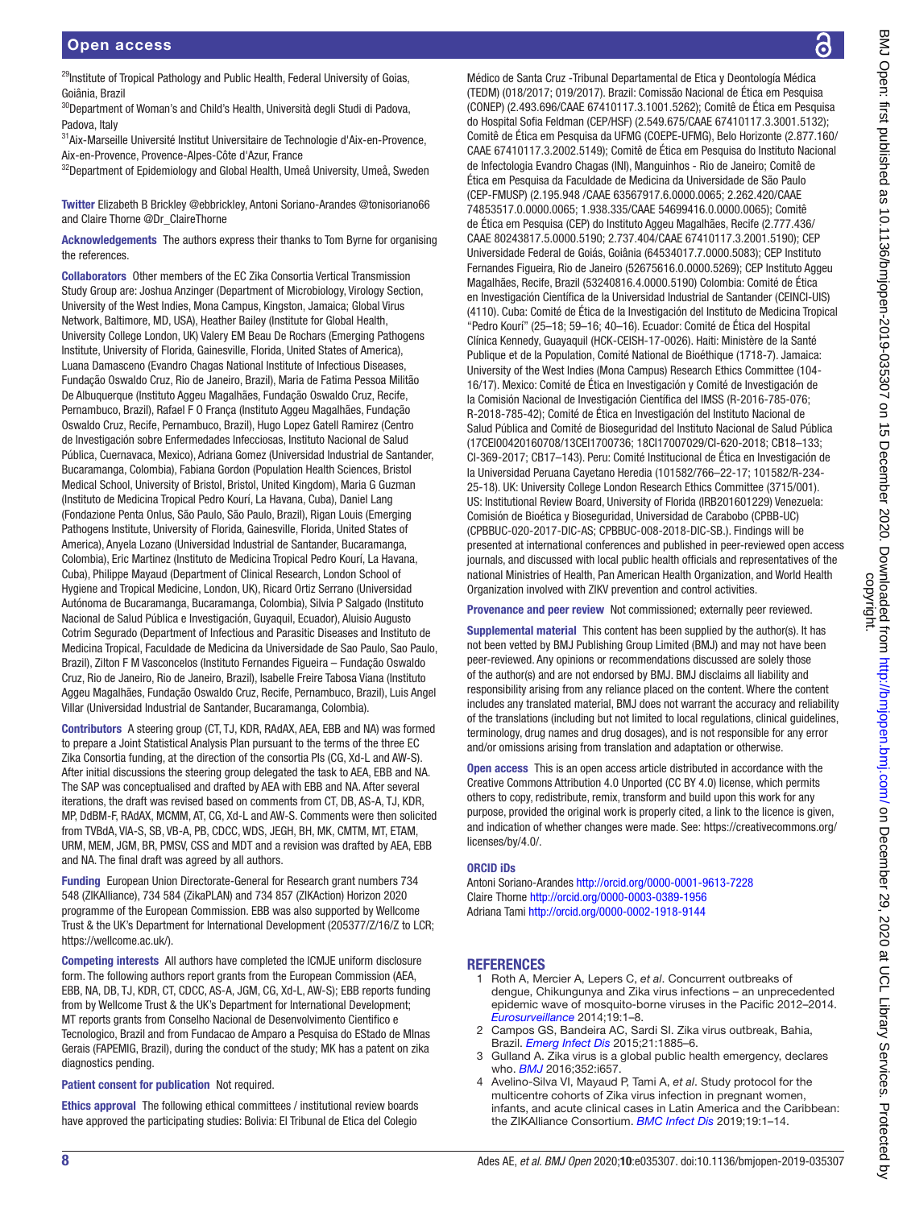[29]Institute of Tropical Pathology and Public Health, Federal University of Goias, Goiânia, Brazil
[30]Department of Woman's and Child's Health, Università degli Studi di Padova, Padova, Italy
[31]Aix-Marseille Université Institut Universitaire de Technologie d'Aix-en-Provence, Aix-en-Provence, Provence-Alpes-Côte d'Azur, France
[32]Department of Epidemiology and Global Health, Umeå University, Umeå, Sweden

**Twitter** Elizabeth B Brickley @ebbrickley, Antoni Soriano-Arandes @tonisoriano66 and Claire Thorne @Dr_ClaireThorne

**Acknowledgements** The authors express their thanks to Tom Byrne for organising the references.

**Collaborators** Other members of the EC Zika Consortia Vertical Transmission Study Group are: Joshua Anzinger (Department of Microbiology, Virology Section, University of the West Indies, Mona Campus, Kingston, Jamaica; Global Virus Network, Baltimore, MD, USA), Heather Bailey (Institute for Global Health, University College London, UK) Valery EM Beau De Rochars (Emerging Pathogens Institute, University of Florida, Gainesville, Florida, United States of America), Luana Damasceno (Evandro Chagas National Institute of Infectious Diseases, Fundação Oswaldo Cruz, Rio de Janeiro, Brazil), Maria de Fatima Pessoa Militão De Albuquerque (Instituto Aggeu Magalhães, Fundação Oswaldo Cruz, Recife, Pernambuco, Brazil), Rafael F O França (Instituto Aggeu Magalhães, Fundação Oswaldo Cruz, Recife, Pernambuco, Brazil), Hugo Lopez Gatell Ramirez (Centro de Investigación sobre Enfermedades Infecciosas, Instituto Nacional de Salud Pública, Cuernavaca, Mexico), Adriana Gomez (Universidad Industrial de Santander, Bucaramanga, Colombia), Fabiana Gordon (Population Health Sciences, Bristol Medical School, University of Bristol, Bristol, United Kingdom), Maria G Guzman (Instituto de Medicina Tropical Pedro Kourí, La Havana, Cuba), Daniel Lang (Fondazione Penta Onlus, São Paulo, São Paulo, Brazil), Rigan Louis (Emerging Pathogens Institute, University of Florida, Gainesville, Florida, United States of America), Anyela Lozano (Universidad Industrial de Santander, Bucaramanga, Colombia), Eric Martinez (Instituto de Medicina Tropical Pedro Kourí, La Havana, Cuba), Philippe Mayaud (Department of Clinical Research, London School of Hygiene and Tropical Medicine, London, UK), Ricard Ortiz Serrano (Universidad Autónoma de Bucaramanga, Bucaramanga, Colombia), Silvia P Salgado (Instituto Nacional de Salud Pública e Investigación, Guyaquil, Ecuador), Aluisio Augusto Cotrim Segurado (Department of Infectious and Parasitic Diseases and Instituto de Medicina Tropical, Faculdade de Medicina da Universidade de Sao Paulo, Sao Paulo, Brazil), Zilton F M Vasconcelos (Instituto Fernandes Figueira – Fundação Oswaldo Cruz, Rio de Janeiro, Rio de Janeiro, Brazil), Isabelle Freire Tabosa Viana (Instituto Aggeu Magalhães, Fundação Oswaldo Cruz, Recife, Pernambuco, Brazil), Luis Angel Villar (Universidad Industrial de Santander, Bucaramanga, Colombia).

**Contributors** A steering group (CT, TJ, KDR, RAdAX, AEA, EBB and NA) was formed to prepare a Joint Statistical Analysis Plan pursuant to the terms of the three EC Zika Consortia funding, at the direction of the consortia PIs (CG, Xd-L and AW-S). After initial discussions the steering group delegated the task to AEA, EBB and NA. The SAP was conceptualised and drafted by AEA with EBB and NA. After several iterations, the draft was revised based on comments from CT, DB, AS-A, TJ, KDR, MP, DdBM-F, RAdAX, MCMM, AT, CG, Xd-L and AW-S. Comments were then solicited from TVBdA, VIA-S, SB, VB-A, PB, CDCC, WDS, JEGH, BH, MK, CMTM, MT, ETAM, URM, MEM, JGM, BR, PMSV, CSS and MDT and a revision was drafted by AEA, EBB and NA. The final draft was agreed by all authors.

**Funding** European Union Directorate-General for Research grant numbers 734 548 (ZIKAlliance), 734 584 (ZikaPLAN) and 734 857 (ZIKAction) Horizon 2020 programme of the European Commission. EBB was also supported by Wellcome Trust & the UK's Department for International Development (205377/Z/16/Z to LCR; https://wellcome.ac.uk/).

**Competing interests** All authors have completed the ICMJE uniform disclosure form. The following authors report grants from the European Commission (AEA, EBB, NA, DB, TJ, KDR, CT, CDCC, AS-A, JGM, CG, Xd-L, AW-S); EBB reports funding from by Wellcome Trust & the UK's Department for International Development; MT reports grants from Conselho Nacional de Desenvolvimento Cientifico e Tecnologico, Brazil and from Fundacao de Amparo a Pesquisa do EStado de MInas Gerais (FAPEMIG, Brazil), during the conduct of the study; MK has a patent on zika diagnostics pending.

**Patient consent for publication** Not required.

**Ethics approval** The following ethical committees / institutional review boards have approved the participating studies: Bolivia: El Tribunal de Etica del Colegio Médico de Santa Cruz -Tribunal Departamental de Etica y Deontología Médica (TEDM) (018/2017; 019/2017). Brazil: Comissão Nacional de Ética em Pesquisa (CONEP) (2.493.696/CAAE 67410117.3.1001.5262); Comitê de Ética em Pesquisa do Hospital Sofia Feldman (CEP/HSF) (2.549.675/CAAE 67410117.3.3001.5132); Comitê de Ética em Pesquisa da UFMG (COEPE-UFMG), Belo Horizonte (2.877.160/CAAE 67410117.3.2002.5149); Comitê de Ética em Pesquisa do Instituto Nacional de Infectologia Evandro Chagas (INI), Manguinhos - Rio de Janeiro; Comitê de Ética em Pesquisa da Faculdade de Medicina da Universidade de São Paulo (CEP-FMUSP) (2.195.948 /CAAE 63567917.6.0000.0065; 2.262.420/CAAE 74853517.0.0000.0065; 1.938.335/CAAE 54699416.0.0000.0065); Comitê de Ética em Pesquisa (CEP) do Instituto Aggeu Magalhães, Recife (2.777.436/CAAE 80243817.5.0000.5190; 2.737.404/CAAE 67410117.3.2001.5190); CEP Universidade Federal de Goiás, Goiânia (64534017.7.0000.5083); CEP Instituto Fernandes Figueira, Rio de Janeiro (52675616.0.0000.5269); CEP Instituto Aggeu Magalhães, Recife, Brazil (53240816.4.0000.5190) Colombia: Comité de Ética en Investigación Científica de la Universidad Industrial de Santander (CEINCI-UIS) (4110). Cuba: Comité de Ética de la Investigación del Instituto de Medicina Tropical "Pedro Kourí" (25–18; 59–16; 40–16). Ecuador: Comité de Ética del Hospital Clínica Kennedy, Guayaquil (HCK-CEISH-17-0026). Haiti: Ministère de la Santé Publique et de la Population, Comité National de Bioéthique (1718-7). Jamaica: University of the West Indies (Mona Campus) Research Ethics Committee (104-16/17). Mexico: Comité de Ética en Investigación y Comité de Investigación de la Comisión Nacional de Investigación Científica del IMSS (R-2016-785-076; R-2018-785-42); Comité de Ética en Investigación del Instituto Nacional de Salud Pública and Comité de Bioseguridad del Instituto Nacional de Salud Pública (17CEI00420160708/13CEI1700736; 18CI17007029/CI-620-2018; CB18–133; CI-369-2017; CB17–143). Peru: Comité Institucional de Ética en Investigación de la Universidad Peruana Cayetano Heredia (101582/766–22-17; 101582/R-234-25-18). UK: University College London Research Ethics Committee (3715/001). US: Institutional Review Board, University of Florida (IRB201601229) Venezuela: Comisión de Bioética y Bioseguridad, Universidad de Carabobo (CPBB-UC) (CPBBUC-020-2017-DIC-AS; CPBBUC-008-2018-DIC-SB.). Findings will be presented at international conferences and published in peer-reviewed open access journals, and discussed with local public health officials and representatives of the national Ministries of Health, Pan American Health Organization, and World Health Organization involved with ZIKV prevention and control activities.

**Provenance and peer review** Not commissioned; externally peer reviewed.

**Supplemental material** This content has been supplied by the author(s). It has not been vetted by BMJ Publishing Group Limited (BMJ) and may not have been peer-reviewed. Any opinions or recommendations discussed are solely those of the author(s) and are not endorsed by BMJ. BMJ disclaims all liability and responsibility arising from any reliance placed on the content. Where the content includes any translated material, BMJ does not warrant the accuracy and reliability of the translations (including but not limited to local regulations, clinical guidelines, terminology, drug names and drug dosages), and is not responsible for any error and/or omissions arising from translation and adaptation or otherwise.

**Open access** This is an open access article distributed in accordance with the Creative Commons Attribution 4.0 Unported (CC BY 4.0) license, which permits others to copy, redistribute, remix, transform and build upon this work for any purpose, provided the original work is properly cited, a link to the licence is given, and indication of whether changes were made. See: https://creativecommons.org/licenses/by/4.0/.

**ORCID iDs**
Antoni Soriano-Arandes http://orcid.org/0000-0001-9613-7228
Claire Thorne http://orcid.org/0000-0003-0389-1956
Adriana Tami http://orcid.org/0000-0002-1918-9144

## REFERENCES

1. Roth A, Mercier A, Lepers C, *et al*. Concurrent outbreaks of dengue, Chikungunya and Zika virus infections – an unprecedented epidemic wave of mosquito-borne viruses in the Pacific 2012–2014. *Eurosurveillance* 2014;19:1–8.
2. Campos GS, Bandeira AC, Sardi SI. Zika virus outbreak, Bahia, Brazil. *Emerg Infect Dis* 2015;21:1885–6.
3. Gulland A. Zika virus is a global public health emergency, declares who. *BMJ* 2016;352:i657.
4. Avelino-Silva VI, Mayaud P, Tami A, *et al*. Study protocol for the multicentre cohorts of Zika virus infection in pregnant women, infants, and acute clinical cases in Latin America and the Caribbean: the ZIKAlliance Consortium. *BMC Infect Dis* 2019;19:1–14.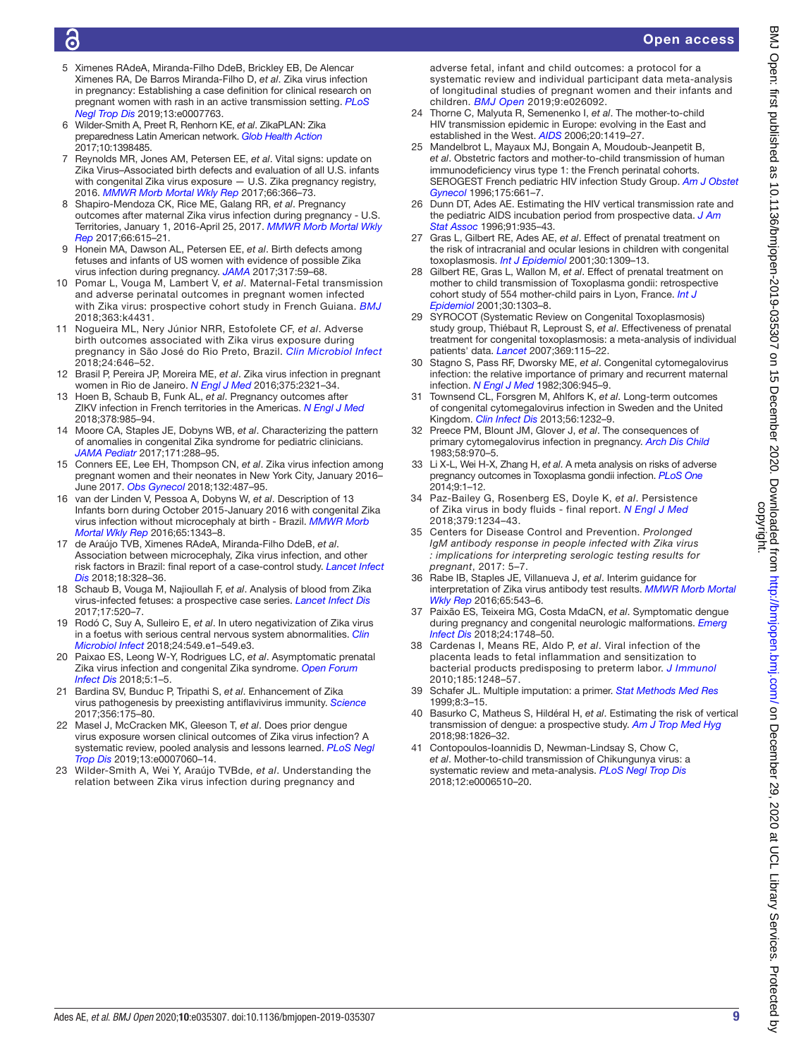5 Ximenes RAdeA, Miranda-Filho DdeB, Brickley EB, De Alencar Ximenes RA, De Barros Miranda-Filho D, *et al*. Zika virus infection in pregnancy: Establishing a case definition for clinical research on pregnant women with rash in an active transmission setting. *PLoS Negl Trop Dis* 2019;13:e0007763.

6 Wilder-Smith A, Preet R, Renhorn KE, *et al*. ZikaPLAN: Zika preparedness Latin American network. *Glob Health Action* 2017;10:1398485.

7 Reynolds MR, Jones AM, Petersen EE, *et al*. Vital signs: update on Zika Virus–Associated birth defects and evaluation of all U.S. infants with congenital Zika virus exposure — U.S. Zika pregnancy registry, 2016. *MMWR Morb Mortal Wkly Rep* 2017;66:366–73.

8 Shapiro-Mendoza CK, Rice ME, Galang RR, *et al*. Pregnancy outcomes after maternal Zika virus infection during pregnancy - U.S. Territories, January 1, 2016-April 25, 2017. *MMWR Morb Mortal Wkly Rep* 2017;66:615–21.

9 Honein MA, Dawson AL, Petersen EE, *et al*. Birth defects among fetuses and infants of US women with evidence of possible Zika virus infection during pregnancy. *JAMA* 2017;317:59–68.

10 Pomar L, Vouga M, Lambert V, *et al*. Maternal-Fetal transmission and adverse perinatal outcomes in pregnant women infected with Zika virus: prospective cohort study in French Guiana. *BMJ* 2018;363:k4431.

11 Nogueira ML, Nery Júnior NRR, Estofolete CF, *et al*. Adverse birth outcomes associated with Zika virus exposure during pregnancy in São José do Rio Preto, Brazil. *Clin Microbiol Infect* 2018;24:646–52.

12 Brasil P, Pereira JP, Moreira ME, *et al*. Zika virus infection in pregnant women in Rio de Janeiro. *N Engl J Med* 2016;375:2321–34.

13 Hoen B, Schaub B, Funk AL, *et al*. Pregnancy outcomes after ZIKV infection in French territories in the Americas. *N Engl J Med* 2018;378:985–94.

14 Moore CA, Staples JE, Dobyns WB, *et al*. Characterizing the pattern of anomalies in congenital Zika syndrome for pediatric clinicians. *JAMA Pediatr* 2017;171:288–95.

15 Conners EE, Lee EH, Thompson CN, *et al*. Zika virus infection among pregnant women and their neonates in New York City, January 2016–June 2017. *Obs Gynecol* 2018;132:487–95.

16 van der Linden V, Pessoa A, Dobyns W, *et al*. Description of 13 Infants born during October 2015-January 2016 with congenital Zika virus infection without microcephaly at birth - Brazil. *MMWR Morb Mortal Wkly Rep* 2016;65:1343–8.

17 de Araújo TVB, Ximenes RAdeA, Miranda-Filho DdeB, *et al*. Association between microcephaly, Zika virus infection, and other risk factors in Brazil: final report of a case-control study. *Lancet Infect Dis* 2018;18:328–36.

18 Schaub B, Vouga M, Najioullah F, *et al*. Analysis of blood from Zika virus-infected fetuses: a prospective case series. *Lancet Infect Dis* 2017;17:520–7.

19 Rodó C, Suy A, Sulleiro E, *et al*. In utero negativization of Zika virus in a foetus with serious central nervous system abnormalities. *Clin Microbiol Infect* 2018;24:549.e1–549.e3.

20 Paixao ES, Leong W-Y, Rodrigues LC, *et al*. Asymptomatic prenatal Zika virus infection and congenital Zika syndrome. *Open Forum Infect Dis* 2018;5:1–5.

21 Bardina SV, Bunduc P, Tripathi S, *et al*. Enhancement of Zika virus pathogenesis by preexisting antiflavivirus immunity. *Science* 2017;356:175–80.

22 Masel J, McCracken MK, Gleeson T, *et al*. Does prior dengue virus exposure worsen clinical outcomes of Zika virus infection? A systematic review, pooled analysis and lessons learned. *PLoS Negl Trop Dis* 2019;13:e0007060–14.

23 Wilder-Smith A, Wei Y, Araújo TVBde, *et al*. Understanding the relation between Zika virus infection during pregnancy and adverse fetal, infant and child outcomes: a protocol for a systematic review and individual participant data meta-analysis of longitudinal studies of pregnant women and their infants and children. *BMJ Open* 2019;9:e026092.

24 Thorne C, Malyuta R, Semenenko I, *et al*. The mother-to-child HIV transmission epidemic in Europe: evolving in the East and established in the West. *AIDS* 2006;20:1419–27.

25 Mandelbrot L, Mayaux MJ, Bongain A, Moudoub-Jeanpetit B, *et al*. Obstetric factors and mother-to-child transmission of human immunodeficiency virus type 1: the French perinatal cohorts. SEROGEST French pediatric HIV infection Study Group. *Am J Obstet Gynecol* 1996;175:661–7.

26 Dunn DT, Ades AE. Estimating the HIV vertical transmission rate and the pediatric AIDS incubation period from prospective data. *J Am Stat Assoc* 1996;91:935–43.

27 Gras L, Gilbert RE, Ades AE, *et al*. Effect of prenatal treatment on the risk of intracranial and ocular lesions in children with congenital toxoplasmosis. *Int J Epidemiol* 2001;30:1309–13.

28 Gilbert RE, Gras L, Wallon M, *et al*. Effect of prenatal treatment on mother to child transmission of Toxoplasma gondii: retrospective cohort study of 554 mother-child pairs in Lyon, France. *Int J Epidemiol* 2001;30:1303–8.

29 SYROCOT (Systematic Review on Congenital Toxoplasmosis) study group, Thiébaut R, Leproust S, *et al*. Effectiveness of prenatal treatment for congenital toxoplasmosis: a meta-analysis of individual patients' data. *Lancet* 2007;369:115–22.

30 Stagno S, Pass RF, Dworsky ME, *et al*. Congenital cytomegalovirus infection: the relative importance of primary and recurrent maternal infection. *N Engl J Med* 1982;306:945–9.

31 Townsend CL, Forsgren M, Ahlfors K, *et al*. Long-term outcomes of congenital cytomegalovirus infection in Sweden and the United Kingdom. *Clin Infect Dis* 2013;56:1232–9.

32 Preece PM, Blount JM, Glover J, *et al*. The consequences of primary cytomegalovirus infection in pregnancy. *Arch Dis Child* 1983;58:970–5.

33 Li X-L, Wei H-X, Zhang H, *et al*. A meta analysis on risks of adverse pregnancy outcomes in Toxoplasma gondii infection. *PLoS One* 2014;9:1–12.

34 Paz-Bailey G, Rosenberg ES, Doyle K, *et al*. Persistence of Zika virus in body fluids - final report. *N Engl J Med* 2018;379:1234–43.

35 Centers for Disease Control and Prevention. *Prolonged IgM antibody response in people infected with Zika virus : implications for interpreting serologic testing results for pregnant*, 2017: 5–7.

36 Rabe IB, Staples JE, Villanueva J, *et al*. Interim guidance for interpretation of Zika virus antibody test results. *MMWR Morb Mortal Wkly Rep* 2016;65:543–6.

37 Paixão ES, Teixeira MG, Costa MdaCN, *et al*. Symptomatic dengue during pregnancy and congenital neurologic malformations. *Emerg Infect Dis* 2018;24:1748–50.

38 Cardenas I, Means RE, Aldo P, *et al*. Viral infection of the placenta leads to fetal inflammation and sensitization to bacterial products predisposing to preterm labor. *J Immunol* 2010;185:1248–57.

39 Schafer JL. Multiple imputation: a primer. *Stat Methods Med Res* 1999;8:3–15.

40 Basurko C, Matheus S, Hildéral H, *et al*. Estimating the risk of vertical transmission of dengue: a prospective study. *Am J Trop Med Hyg* 2018;98:1826–32.

41 Contopoulos-Ioannidis D, Newman-Lindsay S, Chow C, *et al*. Mother-to-child transmission of Chikungunya virus: a systematic review and meta-analysis. *PLoS Negl Trop Dis* 2018;12:e0006510–20.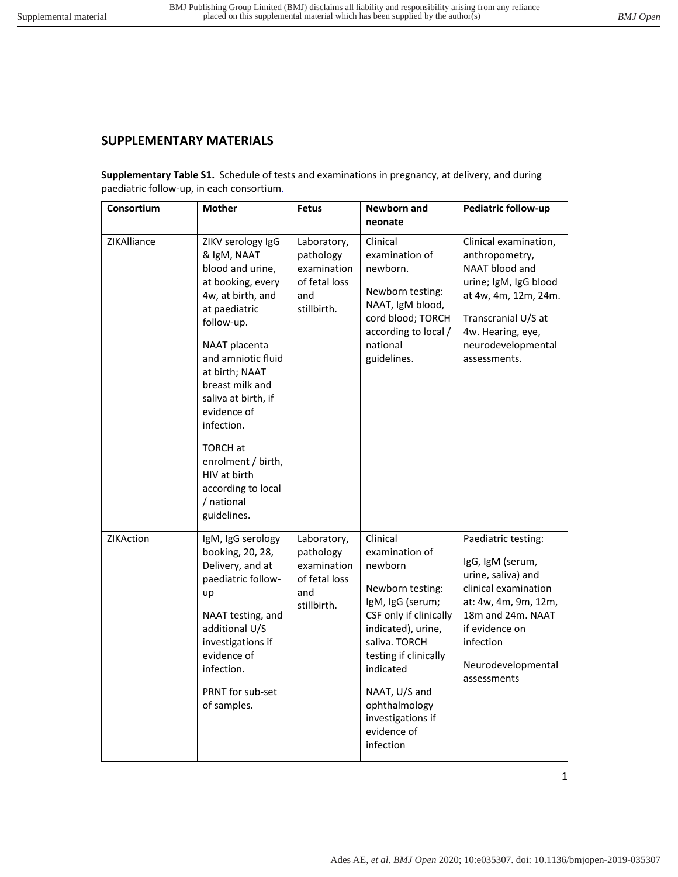## SUPPLEMENTARY MATERIALS

**Supplementary Table S1.** Schedule of tests and examinations in pregnancy, at delivery, and during paediatric follow-up, in each consortium.

| Consortium | Mother | Fetus | Newborn and neonate | Pediatric follow-up |
|---|---|---|---|---|
| ZIKAlliance | ZIKV serology IgG & IgM, NAAT blood and urine, at booking, every 4w, at birth, and at paediatric follow-up.<br><br>NAAT placenta and amniotic fluid at birth; NAAT breast milk and saliva at birth, if evidence of infection.<br><br>TORCH at enrolment / birth, HIV at birth according to local / national guidelines. | Laboratory, pathology examination of fetal loss and stillbirth. | Clinical examination of newborn.<br><br>Newborn testing: NAAT, IgM blood, cord blood; TORCH according to local / national guidelines. | Clinical examination, anthropometry, NAAT blood and urine; IgM, IgG blood at 4w, 4m, 12m, 24m.<br><br>Transcranial U/S at 4w. Hearing, eye, neurodevelopmental assessments. |
| ZIKAction | IgM, IgG serology booking, 20, 28, Delivery, and at paediatric follow-up<br><br>NAAT testing, and additional U/S investigations if evidence of infection.<br><br>PRNT for sub-set of samples. | Laboratory, pathology examination of fetal loss and stillbirth. | Clinical examination of newborn<br><br>Newborn testing: IgM, IgG (serum; CSF only if clinically indicated), urine, saliva. TORCH testing if clinically indicated<br><br>NAAT, U/S and ophthalmology investigations if evidence of infection | Paediatric testing:<br><br>IgG, IgM (serum, urine, saliva) and clinical examination at: 4w, 4m, 9m, 12m, 18m and 24m. NAAT if evidence on infection<br><br>Neurodevelopmental assessments |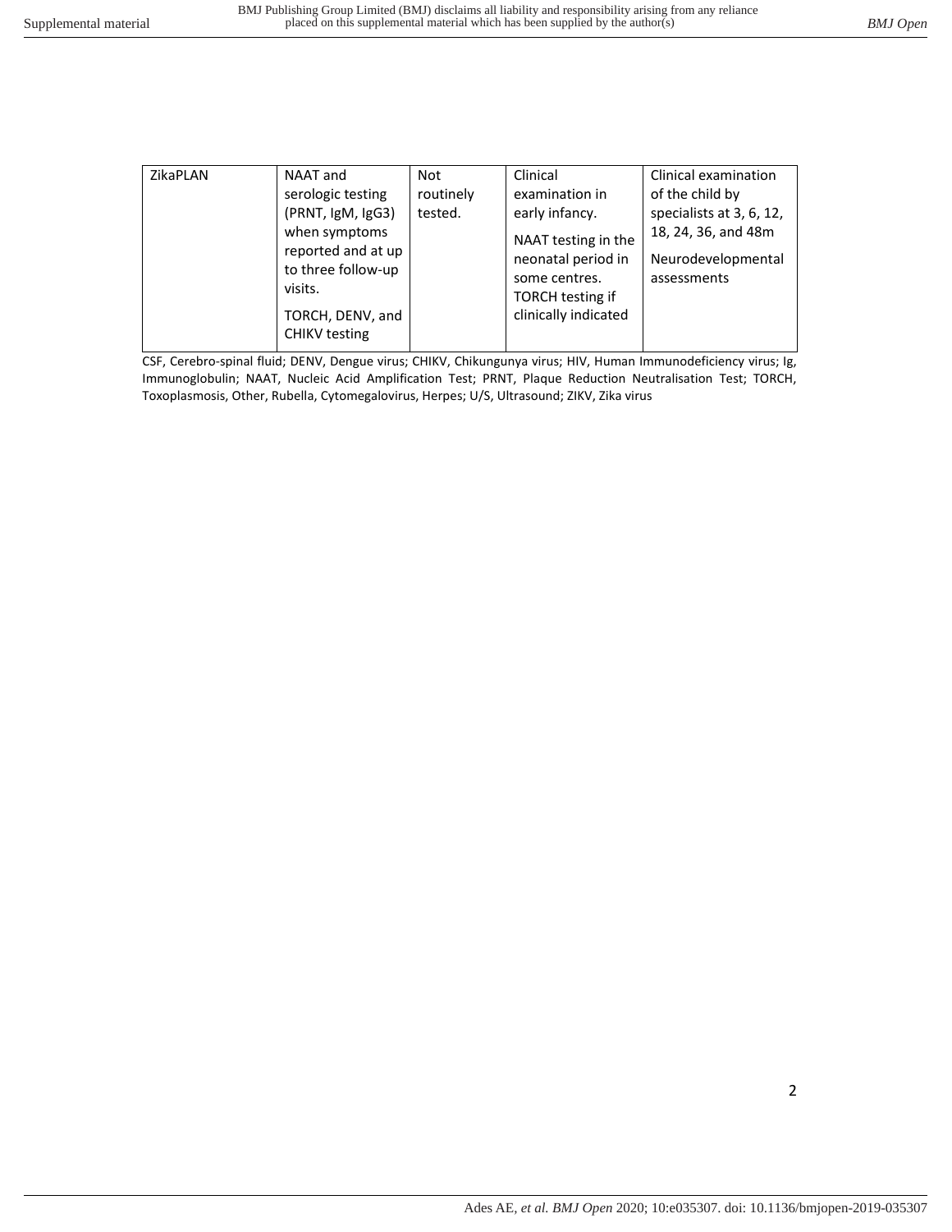| ZikaPLAN | NAAT and serologic testing (PRNT, IgM, IgG3) when symptoms reported and at up to three follow-up visits.<br><br>TORCH, DENV, and CHIKV testing | Not routinely tested. | Clinical examination in early infancy.<br><br>NAAT testing in the neonatal period in some centres. TORCH testing if clinically indicated | Clinical examination of the child by specialists at 3, 6, 12, 18, 24, 36, and 48m<br><br>Neurodevelopmental assessments |
|---|---|---|---|---|

CSF, Cerebro-spinal fluid; DENV, Dengue virus; CHIKV, Chikungunya virus; HIV, Human Immunodeficiency virus; Ig, Immunoglobulin; NAAT, Nucleic Acid Amplification Test; PRNT, Plaque Reduction Neutralisation Test; TORCH, Toxoplasmosis, Other, Rubella, Cytomegalovirus, Herpes; U/S, Ultrasound; ZIKV, Zika virus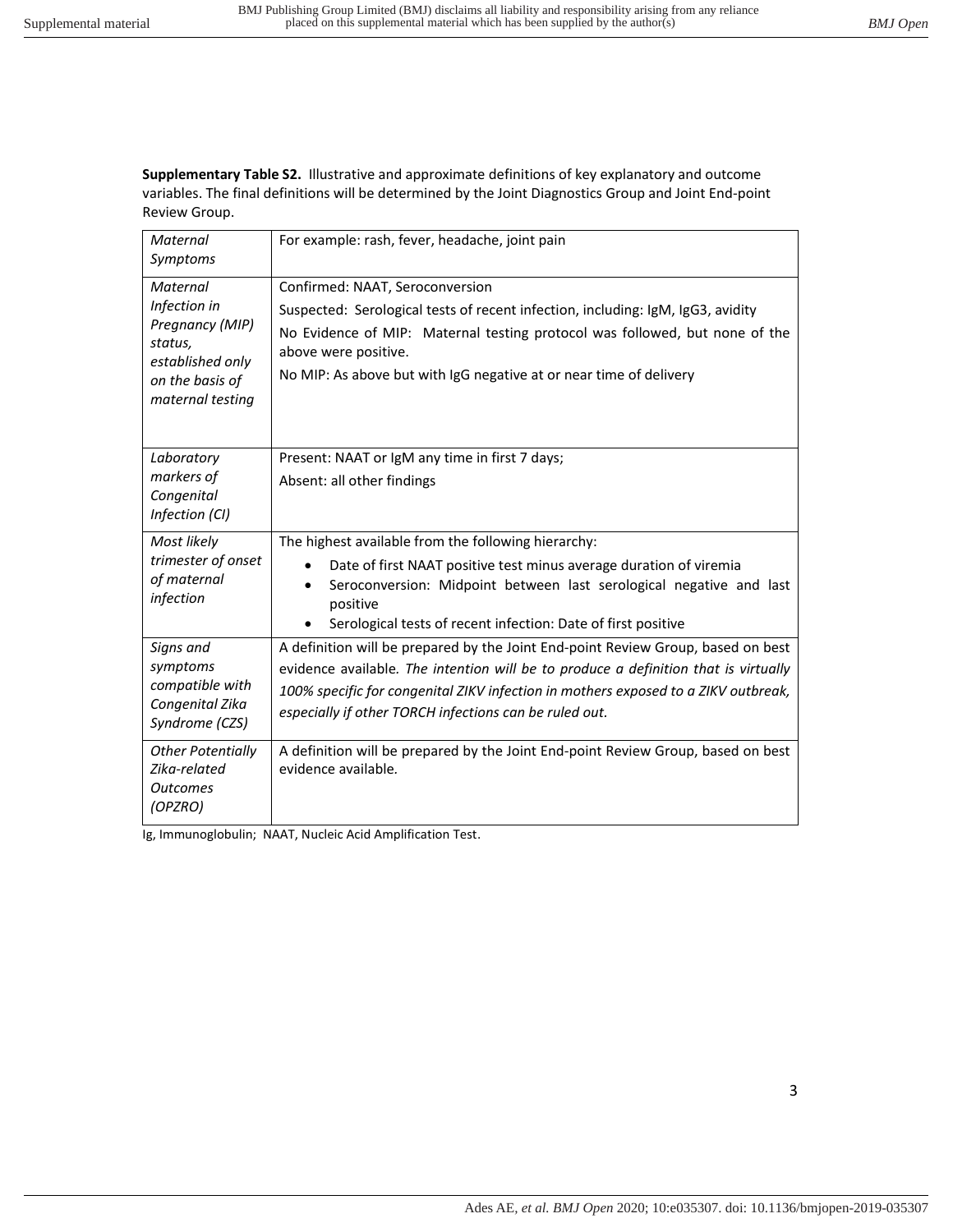**Supplementary Table S2.** Illustrative and approximate definitions of key explanatory and outcome variables. The final definitions will be determined by the Joint Diagnostics Group and Joint End-point Review Group.

| | |
|---|---|
| *Maternal Symptoms* | For example: rash, fever, headache, joint pain |
| *Maternal Infection in Pregnancy (MIP) status, established only on the basis of maternal testing* | Confirmed: NAAT, Seroconversion<br>Suspected: Serological tests of recent infection, including: IgM, IgG3, avidity<br>No Evidence of MIP: Maternal testing protocol was followed, but none of the above were positive.<br>No MIP: As above but with IgG negative at or near time of delivery |
| *Laboratory markers of Congenital Infection (CI)* | Present: NAAT or IgM any time in first 7 days;<br>Absent: all other findings |
| *Most likely trimester of onset of maternal infection* | The highest available from the following hierarchy:<br>• Date of first NAAT positive test minus average duration of viremia<br>• Seroconversion: Midpoint between last serological negative and last positive<br>• Serological tests of recent infection: Date of first positive |
| *Signs and symptoms compatible with Congenital Zika Syndrome (CZS)* | A definition will be prepared by the Joint End-point Review Group, based on best evidence available. *The intention will be to produce a definition that is virtually 100% specific for congenital ZIKV infection in mothers exposed to a ZIKV outbreak, especially if other TORCH infections can be ruled out.* |
| *Other Potentially Zika-related Outcomes (OPZRO)* | A definition will be prepared by the Joint End-point Review Group, based on best evidence available. |

Ig, Immunoglobulin; NAAT, Nucleic Acid Amplification Test.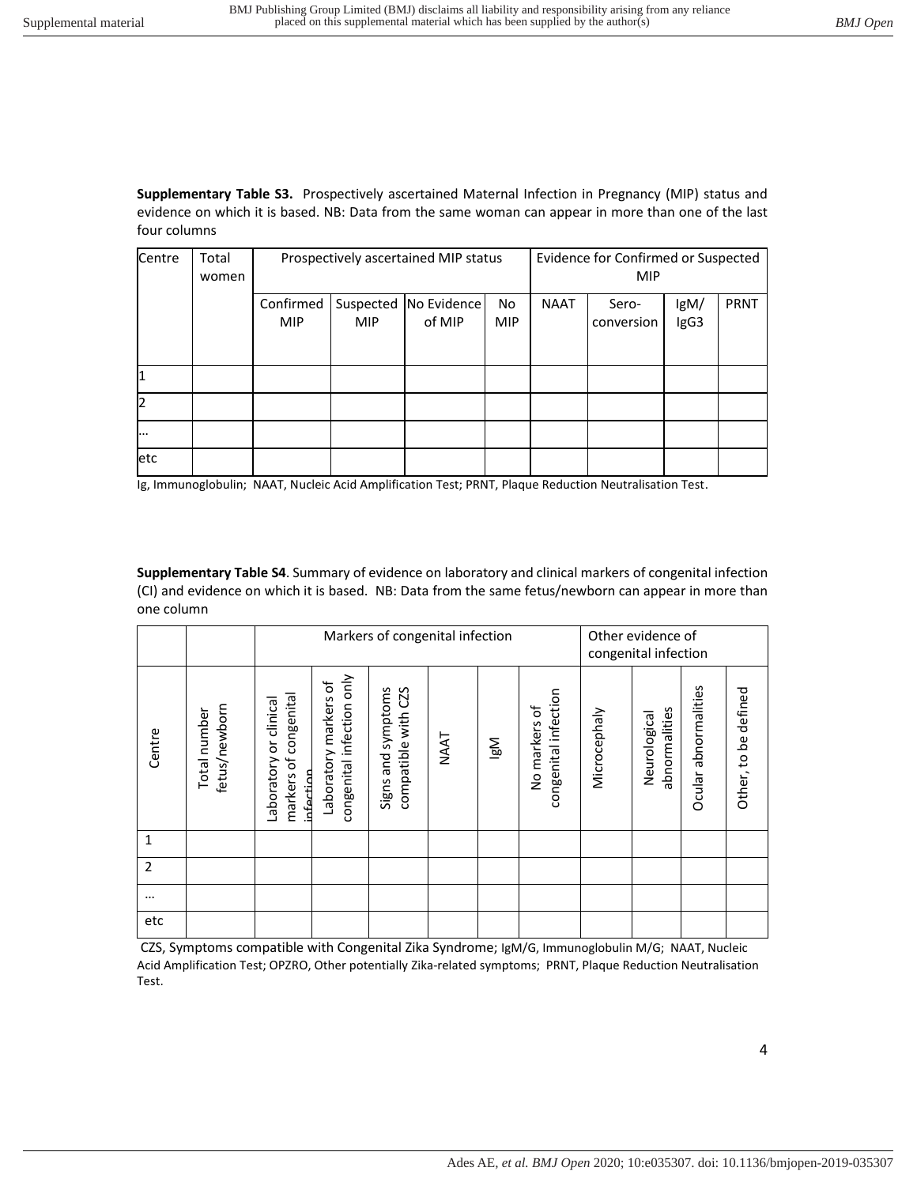**Supplementary Table S3.** Prospectively ascertained Maternal Infection in Pregnancy (MIP) status and evidence on which it is based. NB: Data from the same woman can appear in more than one of the last four columns

| Centre | Total women | Prospectively ascertained MIP status | | | | Evidence for Confirmed or Suspected MIP | | | |
|---|---|---|---|---|---|---|---|---|---|
| | | Confirmed MIP | Suspected MIP | No Evidence of MIP | No MIP | NAAT | Sero-conversion | IgM/ IgG3 | PRNT |
| 1 | | | | | | | | | |
| 2 | | | | | | | | | |
| … | | | | | | | | | |
| etc | | | | | | | | | |

Ig, Immunoglobulin; NAAT, Nucleic Acid Amplification Test; PRNT, Plaque Reduction Neutralisation Test.

**Supplementary Table S4**. Summary of evidence on laboratory and clinical markers of congenital infection (CI) and evidence on which it is based. NB: Data from the same fetus/newborn can appear in more than one column

| | | Markers of congenital infection | | | | | | Other evidence of congenital infection | | | |
|---|---|---|---|---|---|---|---|---|---|---|---|
| Centre | Total number fetus/newborn | Laboratory or clinical markers of congenital infection | Laboratory markers of congenital infection only | Signs and symptoms compatible with CZS | NAAT | IgM | No markers of congenital infection | Microcephaly | Neurological abnormalities | Ocular abnormalities | Other, to be defined |
| 1 | | | | | | | | | | | |
| 2 | | | | | | | | | | | |
| … | | | | | | | | | | | |
| etc | | | | | | | | | | | |

CZS, Symptoms compatible with Congenital Zika Syndrome; IgM/G, Immunoglobulin M/G; NAAT, Nucleic Acid Amplification Test; OPZRO, Other potentially Zika-related symptoms; PRNT, Plaque Reduction Neutralisation Test.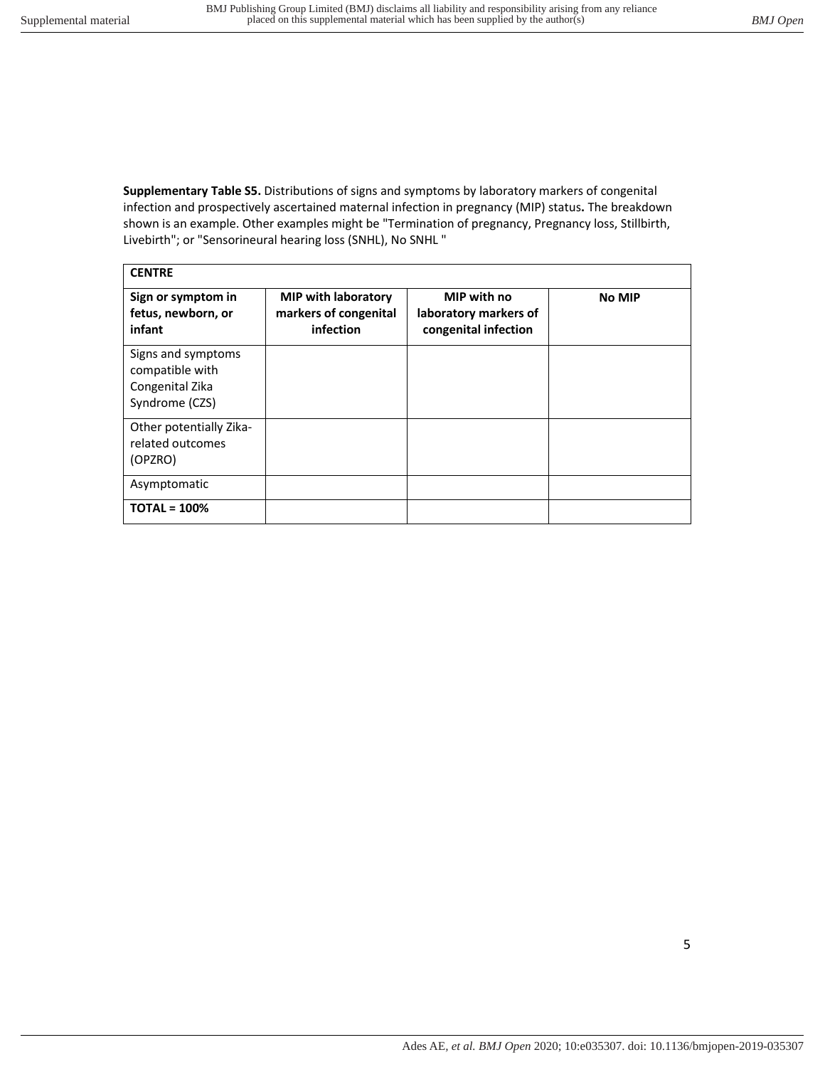**Supplementary Table S5.** Distributions of signs and symptoms by laboratory markers of congenital infection and prospectively ascertained maternal infection in pregnancy (MIP) status**.** The breakdown shown is an example. Other examples might be "Termination of pregnancy, Pregnancy loss, Stillbirth, Livebirth"; or "Sensorineural hearing loss (SNHL), No SNHL "

| **CENTRE** | | | |
|---|---|---|---|
| **Sign or symptom in fetus, newborn, or infant** | **MIP with laboratory markers of congenital infection** | **MIP with no laboratory markers of congenital infection** | **No MIP** |
| Signs and symptoms compatible with Congenital Zika Syndrome (CZS) | | | |
| Other potentially Zika-related outcomes (OPZRO) | | | |
| Asymptomatic | | | |
| **TOTAL = 100%** | | | |